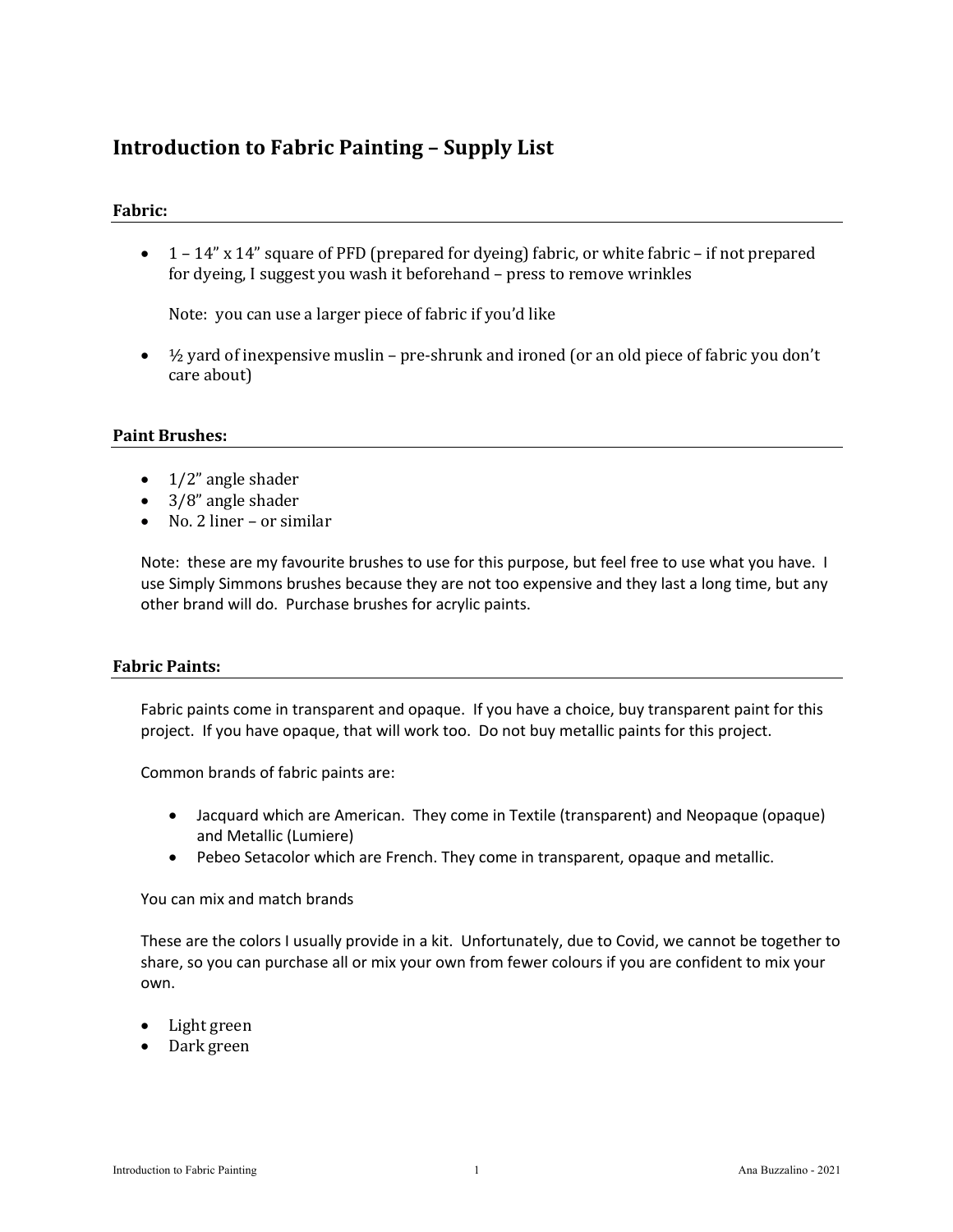# Introduction to Fabric Painting – Supply List

## Fabric:

- 1 – 14" x 14" square of PFD (prepared for dyeing) fabric, or white fabric – if not prepared for dyeing, I suggest you wash it beforehand – press to remove wrinkles

  Note: you can use a larger piece of fabric if you'd like

- ½ yard of inexpensive muslin – pre-shrunk and ironed (or an old piece of fabric you don't care about)

## Paint Brushes:

- 1/2" angle shader
- 3/8" angle shader
- No. 2 liner – or similar

Note: these are my favourite brushes to use for this purpose, but feel free to use what you have. I use Simply Simmons brushes because they are not too expensive and they last a long time, but any other brand will do. Purchase brushes for acrylic paints.

## Fabric Paints:

Fabric paints come in transparent and opaque. If you have a choice, buy transparent paint for this project. If you have opaque, that will work too. Do not buy metallic paints for this project.

Common brands of fabric paints are:

- Jacquard which are American. They come in Textile (transparent) and Neopaque (opaque) and Metallic (Lumiere)
- Pebeo Setacolor which are French. They come in transparent, opaque and metallic.

You can mix and match brands

These are the colors I usually provide in a kit. Unfortunately, due to Covid, we cannot be together to share, so you can purchase all or mix your own from fewer colours if you are confident to mix your own.

- Light green
- Dark green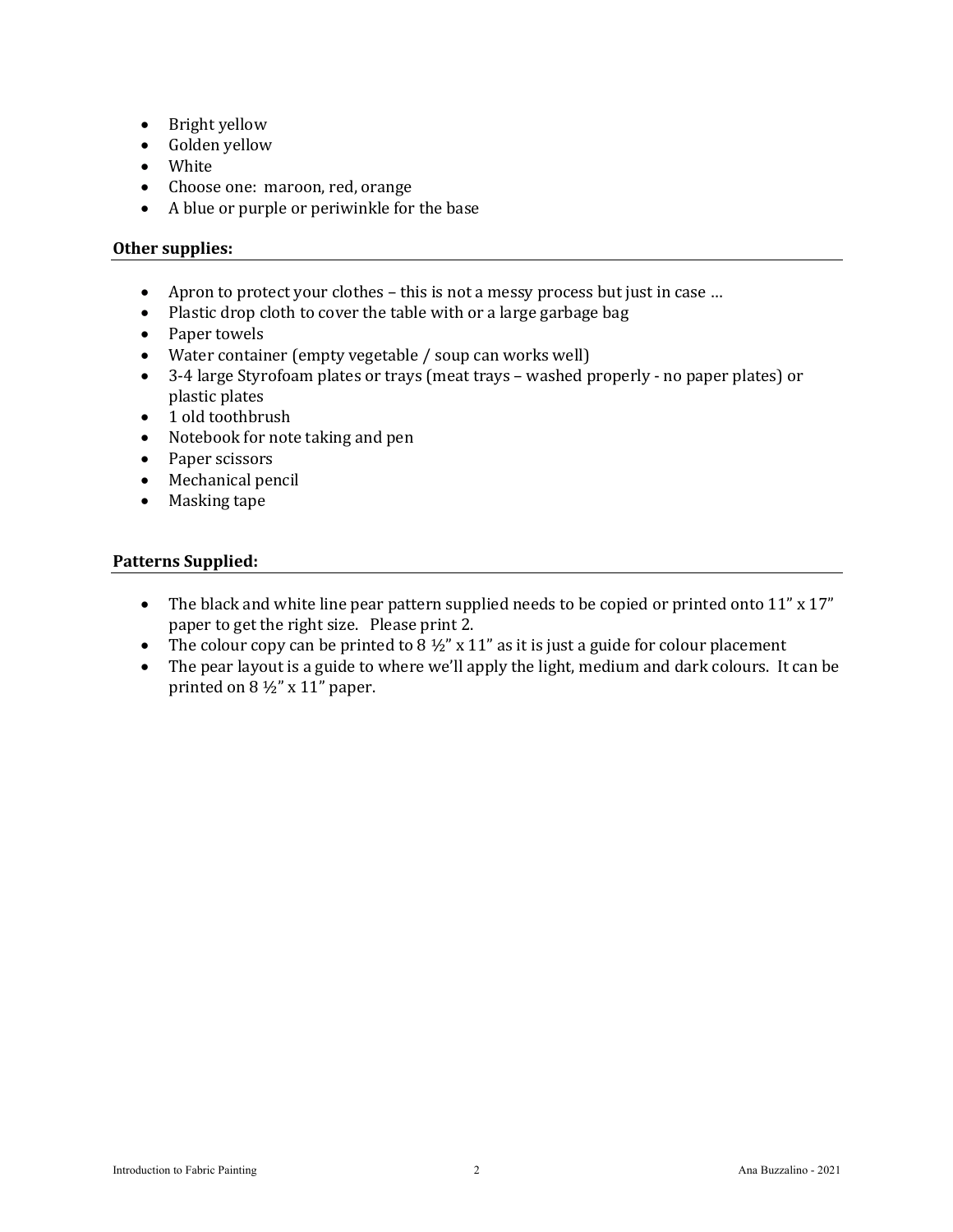- Bright yellow
- Golden yellow
- White
- Choose one: maroon, red, orange
- A blue or purple or periwinkle for the base

**Other supplies:**

- Apron to protect your clothes – this is not a messy process but just in case …
- Plastic drop cloth to cover the table with or a large garbage bag
- Paper towels
- Water container (empty vegetable / soup can works well)
- 3-4 large Styrofoam plates or trays (meat trays – washed properly - no paper plates) or plastic plates
- 1 old toothbrush
- Notebook for note taking and pen
- Paper scissors
- Mechanical pencil
- Masking tape

**Patterns Supplied:**

- The black and white line pear pattern supplied needs to be copied or printed onto 11" x 17" paper to get the right size. Please print 2.
- The colour copy can be printed to 8 ½" x 11" as it is just a guide for colour placement
- The pear layout is a guide to where we'll apply the light, medium and dark colours. It can be printed on 8 ½" x 11" paper.